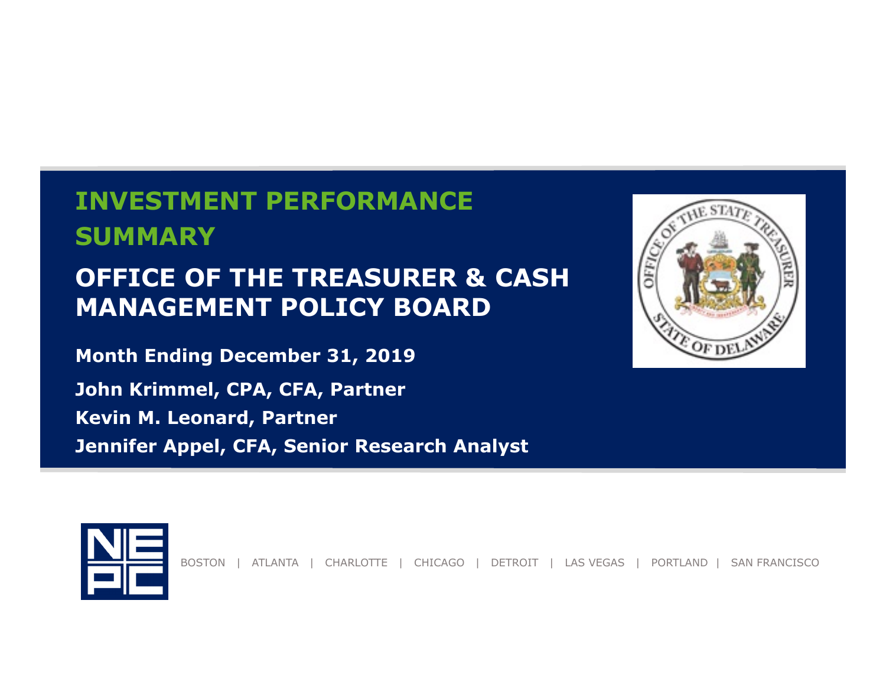# INVESTMENT PERFORMANCE SUMMARY

## OFFICE OF THE TREASURER & CASH MANAGEMENT POLICY BOARD

**Month Ending December 31, 2019**

**John Krimmel, CPA, CFA, Partner**

**Kevin M. Leonard, Partner**

**Jennifer Appel, CFA, Senior Research Analyst**

BOSTON | ATLANTA | CHARLOTTE | CHICAGO | DETROIT | LAS VEGAS | PORTLAND | SAN FRANCISCO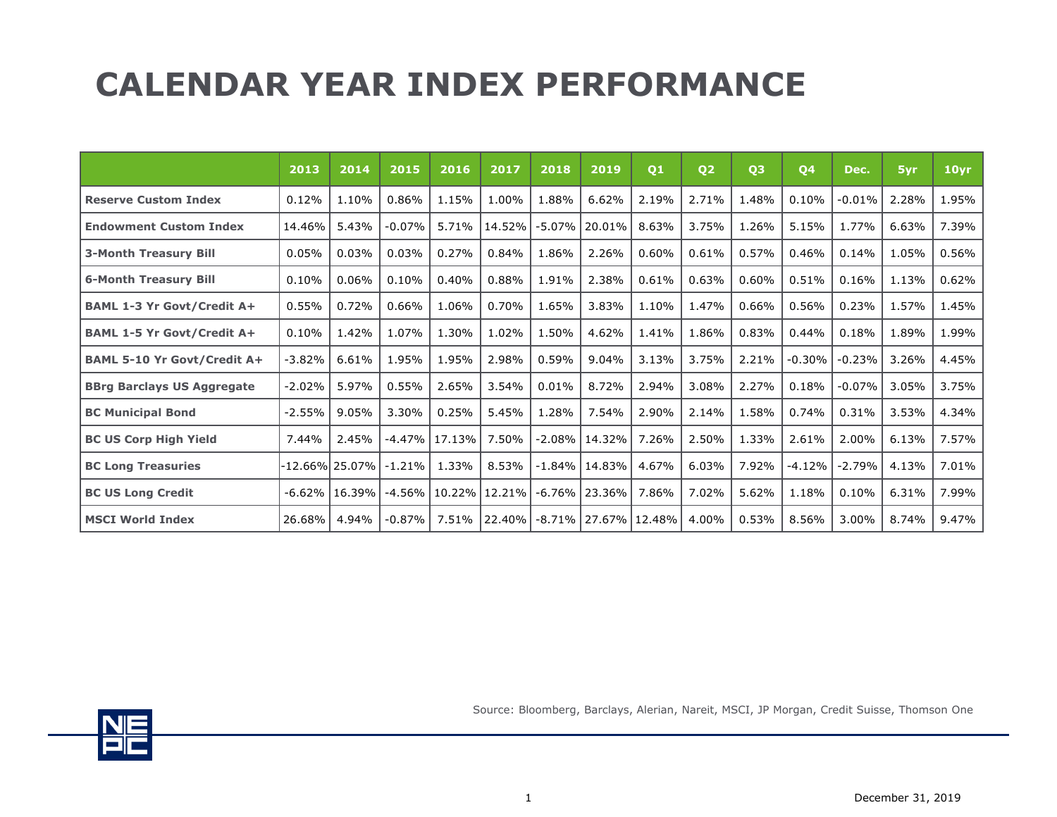# CALENDAR YEAR INDEX PERFORMANCE

| | 2013 | 2014 | 2015 | 2016 | 2017 | 2018 | 2019 | Q1 | Q2 | Q3 | Q4 | Dec. | 5yr | 10yr |
|---|---|---|---|---|---|---|---|---|---|---|---|---|---|---|
| **Reserve Custom Index** | 0.12% | 1.10% | 0.86% | 1.15% | 1.00% | 1.88% | 6.62% | 2.19% | 2.71% | 1.48% | 0.10% | -0.01% | 2.28% | 1.95% |
| **Endowment Custom Index** | 14.46% | 5.43% | -0.07% | 5.71% | 14.52% | -5.07% | 20.01% | 8.63% | 3.75% | 1.26% | 5.15% | 1.77% | 6.63% | 7.39% |
| **3-Month Treasury Bill** | 0.05% | 0.03% | 0.03% | 0.27% | 0.84% | 1.86% | 2.26% | 0.60% | 0.61% | 0.57% | 0.46% | 0.14% | 1.05% | 0.56% |
| **6-Month Treasury Bill** | 0.10% | 0.06% | 0.10% | 0.40% | 0.88% | 1.91% | 2.38% | 0.61% | 0.63% | 0.60% | 0.51% | 0.16% | 1.13% | 0.62% |
| **BAML 1-3 Yr Govt/Credit A+** | 0.55% | 0.72% | 0.66% | 1.06% | 0.70% | 1.65% | 3.83% | 1.10% | 1.47% | 0.66% | 0.56% | 0.23% | 1.57% | 1.45% |
| **BAML 1-5 Yr Govt/Credit A+** | 0.10% | 1.42% | 1.07% | 1.30% | 1.02% | 1.50% | 4.62% | 1.41% | 1.86% | 0.83% | 0.44% | 0.18% | 1.89% | 1.99% |
| **BAML 5-10 Yr Govt/Credit A+** | -3.82% | 6.61% | 1.95% | 1.95% | 2.98% | 0.59% | 9.04% | 3.13% | 3.75% | 2.21% | -0.30% | -0.23% | 3.26% | 4.45% |
| **BBrg Barclays US Aggregate** | -2.02% | 5.97% | 0.55% | 2.65% | 3.54% | 0.01% | 8.72% | 2.94% | 3.08% | 2.27% | 0.18% | -0.07% | 3.05% | 3.75% |
| **BC Municipal Bond** | -2.55% | 9.05% | 3.30% | 0.25% | 5.45% | 1.28% | 7.54% | 2.90% | 2.14% | 1.58% | 0.74% | 0.31% | 3.53% | 4.34% |
| **BC US Corp High Yield** | 7.44% | 2.45% | -4.47% | 17.13% | 7.50% | -2.08% | 14.32% | 7.26% | 2.50% | 1.33% | 2.61% | 2.00% | 6.13% | 7.57% |
| **BC Long Treasuries** | -12.66% | 25.07% | -1.21% | 1.33% | 8.53% | -1.84% | 14.83% | 4.67% | 6.03% | 7.92% | -4.12% | -2.79% | 4.13% | 7.01% |
| **BC US Long Credit** | -6.62% | 16.39% | -4.56% | 10.22% | 12.21% | -6.76% | 23.36% | 7.86% | 7.02% | 5.62% | 1.18% | 0.10% | 6.31% | 7.99% |
| **MSCI World Index** | 26.68% | 4.94% | -0.87% | 7.51% | 22.40% | -8.71% | 27.67% | 12.48% | 4.00% | 0.53% | 8.56% | 3.00% | 8.74% | 9.47% |

Source: Bloomberg, Barclays, Alerian, Nareit, MSCI, JP Morgan, Credit Suisse, Thomson One

December 31, 2019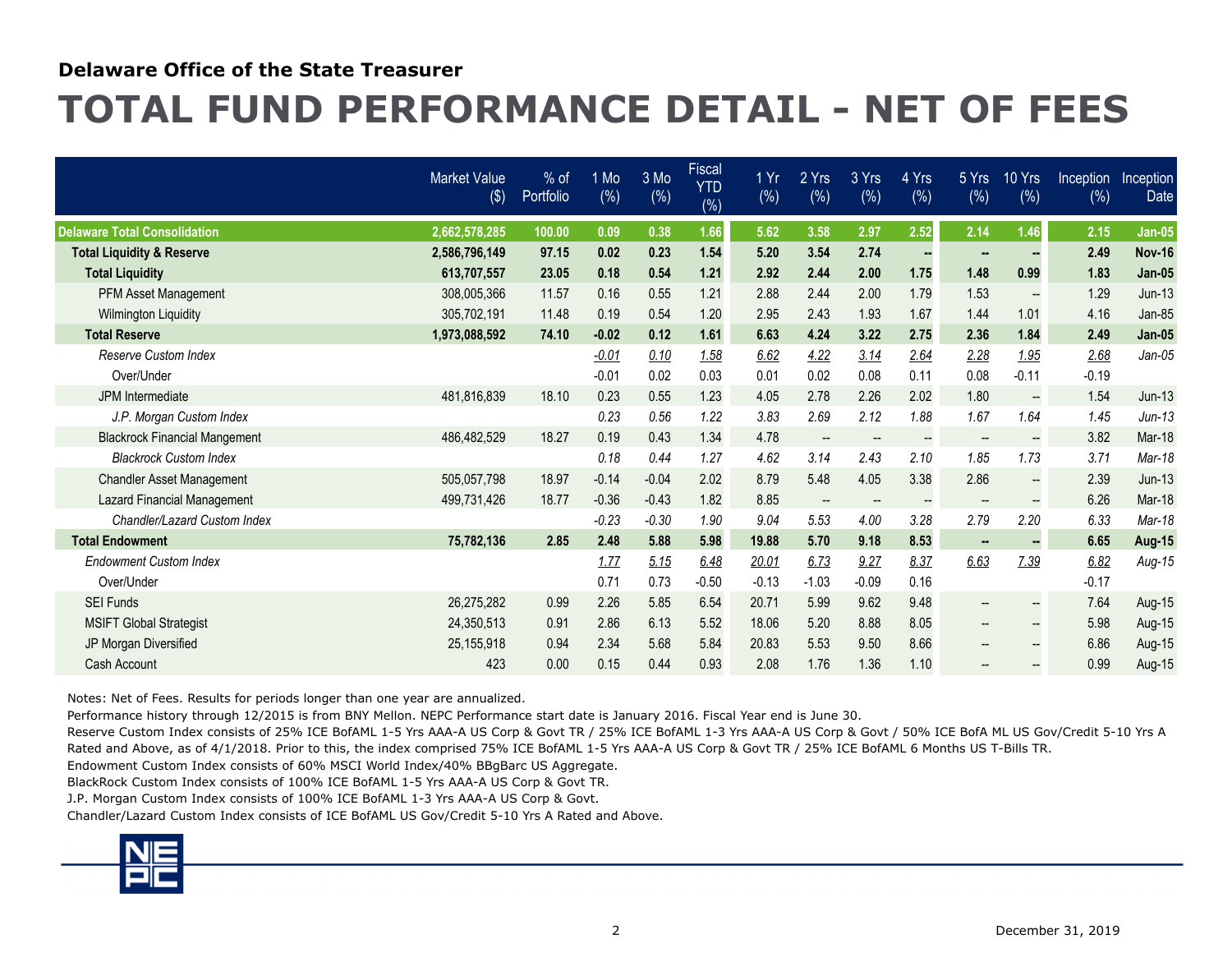Delaware Office of the State Treasurer

# TOTAL FUND PERFORMANCE DETAIL - NET OF FEES

| | Market Value ($) | % of Portfolio | 1 Mo (%) | 3 Mo (%) | Fiscal YTD (%) | 1 Yr (%) | 2 Yrs (%) | 3 Yrs (%) | 4 Yrs (%) | 5 Yrs (%) | 10 Yrs (%) | Inception (%) | Inception Date |
|---|---|---|---|---|---|---|---|---|---|---|---|---|---|
| **Delaware Total Consolidation** | **2,662,578,285** | **100.00** | **0.09** | **0.38** | **1.66** | **5.62** | **3.58** | **2.97** | **2.52** | **2.14** | **1.46** | **2.15** | **Jan-05** |
| **Total Liquidity & Reserve** | **2,586,796,149** | **97.15** | **0.02** | **0.23** | **1.54** | **5.20** | **3.54** | **2.74** | **--** | **--** | **--** | **2.49** | **Nov-16** |
| **Total Liquidity** | **613,707,557** | **23.05** | **0.18** | **0.54** | **1.21** | **2.92** | **2.44** | **2.00** | **1.75** | **1.48** | **0.99** | **1.83** | **Jan-05** |
| PFM Asset Management | 308,005,366 | 11.57 | 0.16 | 0.55 | 1.21 | 2.88 | 2.44 | 2.00 | 1.79 | 1.53 | -- | 1.29 | Jun-13 |
| Wilmington Liquidity | 305,702,191 | 11.48 | 0.19 | 0.54 | 1.20 | 2.95 | 2.43 | 1.93 | 1.67 | 1.44 | 1.01 | 4.16 | Jan-85 |
| **Total Reserve** | **1,973,088,592** | **74.10** | **-0.02** | **0.12** | **1.61** | **6.63** | **4.24** | **3.22** | **2.75** | **2.36** | **1.84** | **2.49** | **Jan-05** |
| *Reserve Custom Index* | | | *-0.01* | *0.10* | *1.58* | *6.62* | *4.22* | *3.14* | *2.64* | *2.28* | *1.95* | *2.68* | *Jan-05* |
| Over/Under | | | -0.01 | 0.02 | 0.03 | 0.01 | 0.02 | 0.08 | 0.11 | 0.08 | -0.11 | -0.19 | |
| JPM Intermediate | 481,816,839 | 18.10 | 0.23 | 0.55 | 1.23 | 4.05 | 2.78 | 2.26 | 2.02 | 1.80 | -- | 1.54 | Jun-13 |
| *J.P. Morgan Custom Index* | | | *0.23* | *0.56* | *1.22* | *3.83* | *2.69* | *2.12* | *1.88* | *1.67* | *1.64* | *1.45* | *Jun-13* |
| Blackrock Financial Mangement | 486,482,529 | 18.27 | 0.19 | 0.43 | 1.34 | 4.78 | -- | -- | -- | -- | -- | 3.82 | Mar-18 |
| *Blackrock Custom Index* | | | *0.18* | *0.44* | *1.27* | *4.62* | *3.14* | *2.43* | *2.10* | *1.85* | *1.73* | *3.71* | *Mar-18* |
| Chandler Asset Management | 505,057,798 | 18.97 | -0.14 | -0.04 | 2.02 | 8.79 | 5.48 | 4.05 | 3.38 | 2.86 | -- | 2.39 | Jun-13 |
| Lazard Financial Management | 499,731,426 | 18.77 | -0.36 | -0.43 | 1.82 | 8.85 | -- | -- | -- | -- | -- | 6.26 | Mar-18 |
| *Chandler/Lazard Custom Index* | | | *-0.23* | *-0.30* | *1.90* | *9.04* | *5.53* | *4.00* | *3.28* | *2.79* | *2.20* | *6.33* | *Mar-18* |
| **Total Endowment** | **75,782,136** | **2.85** | **2.48** | **5.88** | **5.98** | **19.88** | **5.70** | **9.18** | **8.53** | **--** | **--** | **6.65** | **Aug-15** |
| *Endowment Custom Index* | | | *1.77* | *5.15* | *6.48* | *20.01* | *6.73* | *9.27* | *8.37* | *6.63* | *7.39* | *6.82* | *Aug-15* |
| Over/Under | | | 0.71 | 0.73 | -0.50 | -0.13 | -1.03 | -0.09 | 0.16 | | | -0.17 | |
| SEI Funds | 26,275,282 | 0.99 | 2.26 | 5.85 | 6.54 | 20.71 | 5.99 | 9.62 | 9.48 | -- | -- | 7.64 | Aug-15 |
| MSIFT Global Strategist | 24,350,513 | 0.91 | 2.86 | 6.13 | 5.52 | 18.06 | 5.20 | 8.88 | 8.05 | -- | -- | 5.98 | Aug-15 |
| JP Morgan Diversified | 25,155,918 | 0.94 | 2.34 | 5.68 | 5.84 | 20.83 | 5.53 | 9.50 | 8.66 | -- | -- | 6.86 | Aug-15 |
| Cash Account | 423 | 0.00 | 0.15 | 0.44 | 0.93 | 2.08 | 1.76 | 1.36 | 1.10 | -- | -- | 0.99 | Aug-15 |

Notes: Net of Fees. Results for periods longer than one year are annualized.

Performance history through 12/2015 is from BNY Mellon. NEPC Performance start date is January 2016. Fiscal Year end is June 30.

Reserve Custom Index consists of 25% ICE BofAML 1-5 Yrs AAA-A US Corp & Govt TR / 25% ICE BofAML 1-3 Yrs AAA-A US Corp & Govt / 50% ICE BofA ML US Gov/Credit 5-10 Yrs A Rated and Above, as of 4/1/2018. Prior to this, the index comprised 75% ICE BofAML 1-5 Yrs AAA-A US Corp & Govt TR / 25% ICE BofAML 6 Months US T-Bills TR.

Endowment Custom Index consists of 60% MSCI World Index/40% BBgBarc US Aggregate.

BlackRock Custom Index consists of 100% ICE BofAML 1-5 Yrs AAA-A US Corp & Govt TR.

J.P. Morgan Custom Index consists of 100% ICE BofAML 1-3 Yrs AAA-A US Corp & Govt.

Chandler/Lazard Custom Index consists of ICE BofAML US Gov/Credit 5-10 Yrs A Rated and Above.

December 31, 2019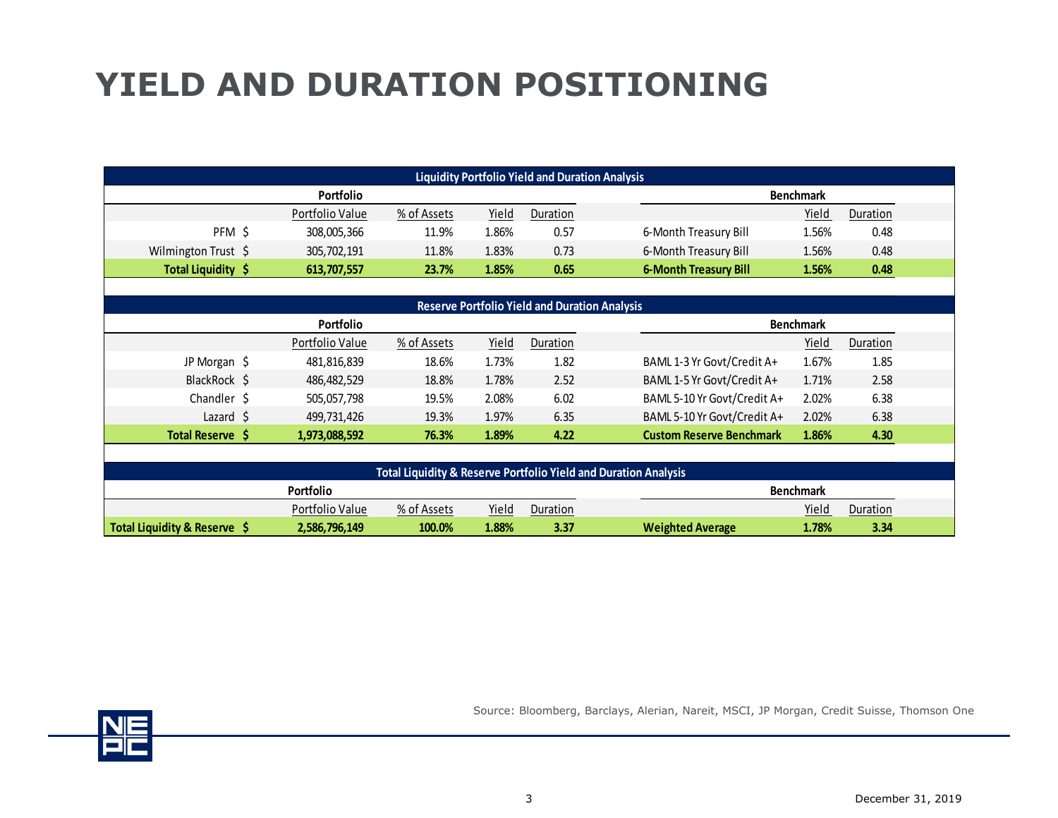# YIELD AND DURATION POSITIONING

| Liquidity Portfolio Yield and Duration Analysis | | | | | | | |
|---|---|---|---|---|---|---|---|
| | **Portfolio** | | | | **Benchmark** | | |
| | Portfolio Value | % of Assets | Yield | Duration | | Yield | Duration |
| PFM $ | 308,005,366 | 11.9% | 1.86% | 0.57 | 6-Month Treasury Bill | 1.56% | 0.48 |
| Wilmington Trust $ | 305,702,191 | 11.8% | 1.83% | 0.73 | 6-Month Treasury Bill | 1.56% | 0.48 |
| **Total Liquidity $** | **613,707,557** | **23.7%** | **1.85%** | **0.65** | **6-Month Treasury Bill** | **1.56%** | **0.48** |

| Reserve Portfolio Yield and Duration Analysis | | | | | | | |
|---|---|---|---|---|---|---|---|
| | **Portfolio** | | | | **Benchmark** | | |
| | Portfolio Value | % of Assets | Yield | Duration | | Yield | Duration |
| JP Morgan $ | 481,816,839 | 18.6% | 1.73% | 1.82 | BAML 1-3 Yr Govt/Credit A+ | 1.67% | 1.85 |
| BlackRock $ | 486,482,529 | 18.8% | 1.78% | 2.52 | BAML 1-5 Yr Govt/Credit A+ | 1.71% | 2.58 |
| Chandler $ | 505,057,798 | 19.5% | 2.08% | 6.02 | BAML 5-10 Yr Govt/Credit A+ | 2.02% | 6.38 |
| Lazard $ | 499,731,426 | 19.3% | 1.97% | 6.35 | BAML 5-10 Yr Govt/Credit A+ | 2.02% | 6.38 |
| **Total Reserve $** | **1,973,088,592** | **76.3%** | **1.89%** | **4.22** | **Custom Reserve Benchmark** | **1.86%** | **4.30** |

| Total Liquidity & Reserve Portfolio Yield and Duration Analysis | | | | | | | |
|---|---|---|---|---|---|---|---|
| | **Portfolio** | | | | **Benchmark** | | |
| | Portfolio Value | % of Assets | Yield | Duration | | Yield | Duration |
| **Total Liquidity & Reserve $** | **2,586,796,149** | **100.0%** | **1.88%** | **3.37** | **Weighted Average** | **1.78%** | **3.34** |

Source: Bloomberg, Barclays, Alerian, Nareit, MSCI, JP Morgan, Credit Suisse, Thomson One

December 31, 2019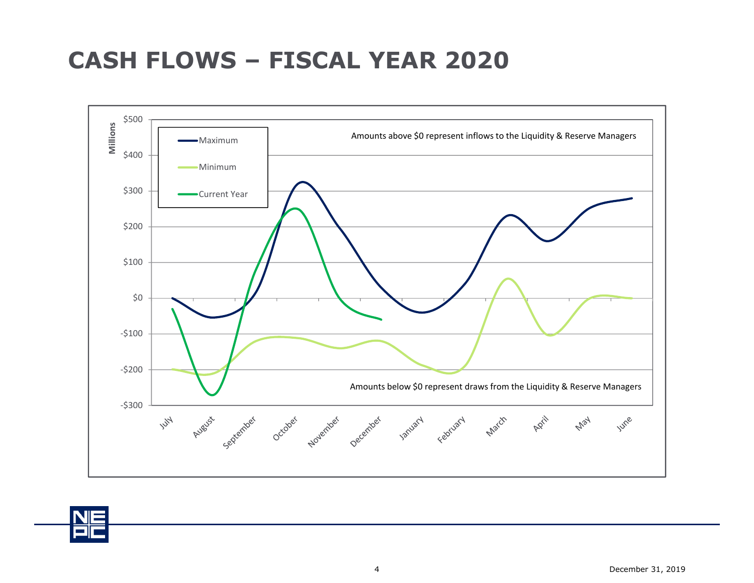# CASH FLOWS – FISCAL YEAR 2020

Millions

- Maximum
- Minimum
- Current Year

Amounts above $0 represent inflows to the Liquidity & Reserve Managers

Amounts below $0 represent draws from the Liquidity & Reserve Managers

$500, $400, $300, $200, $100, $0, -$100, -$200, -$300

July, August, September, October, November, December, January, February, March, April, May, June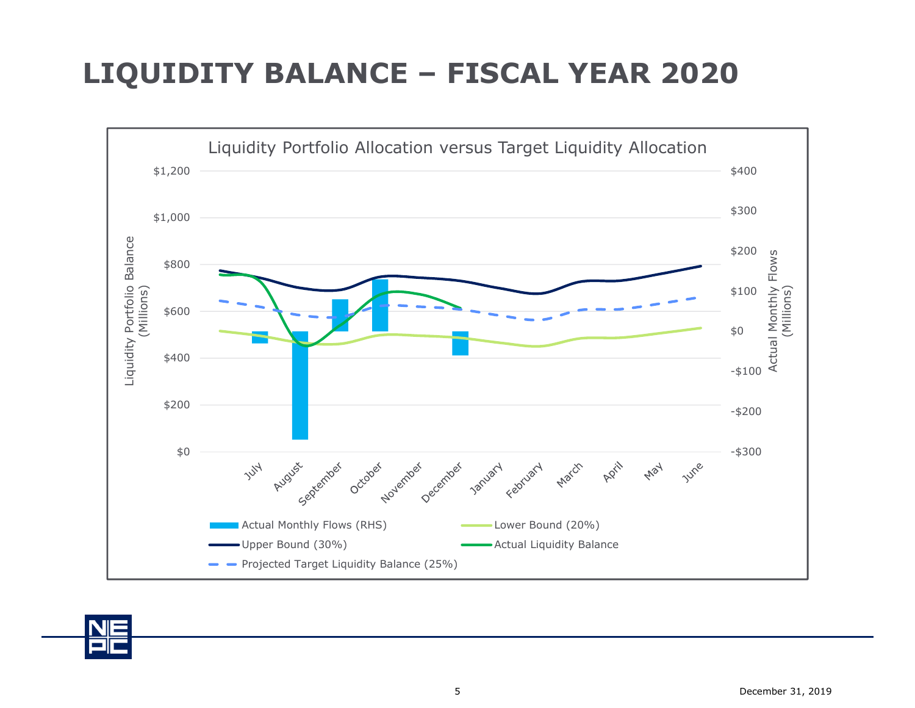# LIQUIDITY BALANCE – FISCAL YEAR 2020

Liquidity Portfolio Allocation versus Target Liquidity Allocation

Liquidity Portfolio Balance (Millions): $0, $200, $400, $600, $800, $1,000, $1,200

Actual Monthly Flows (Millions): -$300, -$200, -$100, $0, $100, $200, $300, $400

July, August, September, October, November, December, January, February, March, April, May, June

- Actual Monthly Flows (RHS)
- Lower Bound (20%)
- Upper Bound (30%)
- Actual Liquidity Balance
- Projected Target Liquidity Balance (25%)

December 31, 2019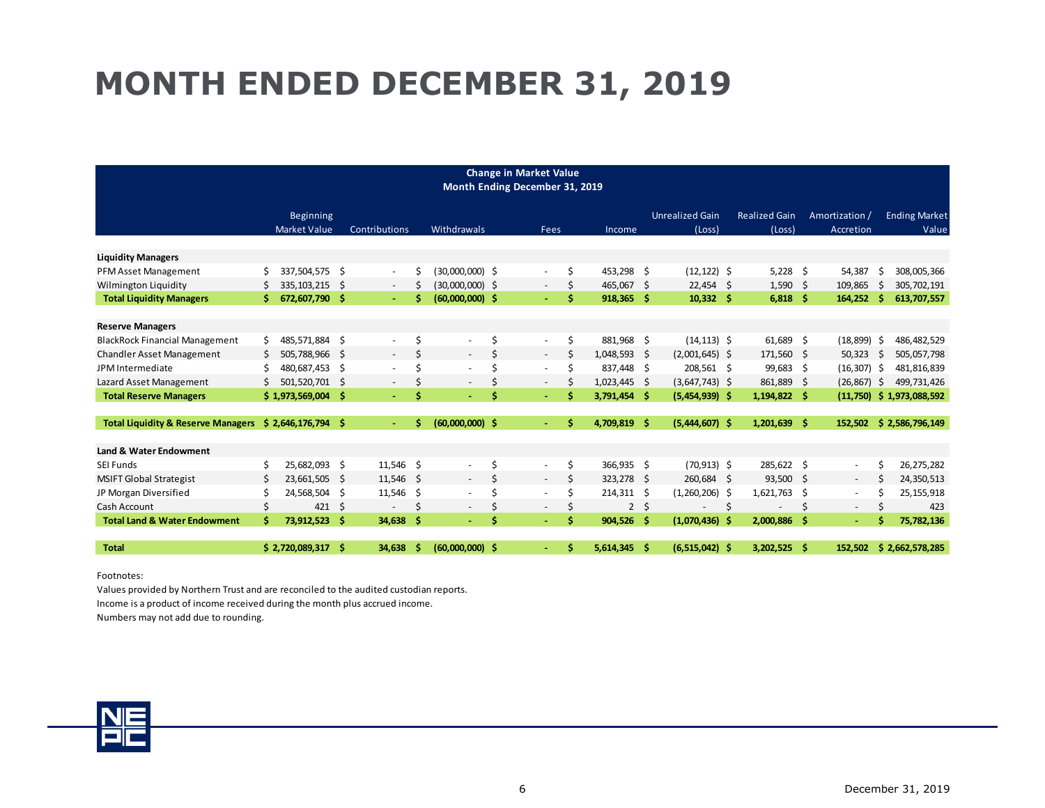# MONTH ENDED DECEMBER 31, 2019

| Change in Market Value<br>Month Ending December 31, 2019 | | | | | | | | | |
|---|---|---|---|---|---|---|---|---|---|
| | Beginning Market Value | Contributions | Withdrawals | Fees | Income | Unrealized Gain (Loss) | Realized Gain (Loss) | Amortization / Accretion | Ending Market Value |
| **Liquidity Managers** | | | | | | | | | |
| PFM Asset Management | $ 337,504,575 | $ - | $ (30,000,000) | $ - | $ 453,298 | $ (12,122) | $ 5,228 | $ 54,387 | $ 308,005,366 |
| Wilmington Liquidity | $ 335,103,215 | $ - | $ (30,000,000) | $ - | $ 465,067 | $ 22,454 | $ 1,590 | $ 109,865 | $ 305,702,191 |
| **Total Liquidity Managers** | **$ 672,607,790** | **$ -** | **$ (60,000,000)** | **$ -** | **$ 918,365** | **$ 10,332** | **$ 6,818** | **$ 164,252** | **$ 613,707,557** |
| **Reserve Managers** | | | | | | | | | |
| BlackRock Financial Management | $ 485,571,884 | $ - | $ - | $ - | $ 881,968 | $ (14,113) | $ 61,689 | $ (18,899) | $ 486,482,529 |
| Chandler Asset Management | $ 505,788,966 | $ - | $ - | $ - | $ 1,048,593 | $ (2,001,645) | $ 171,560 | $ 50,323 | $ 505,057,798 |
| JPM Intermediate | $ 480,687,453 | $ - | $ - | $ - | $ 837,448 | $ 208,561 | $ 99,683 | $ (16,307) | $ 481,816,839 |
| Lazard Asset Management | $ 501,520,701 | $ - | $ - | $ - | $ 1,023,445 | $ (3,647,743) | $ 861,889 | $ (26,867) | $ 499,731,426 |
| **Total Reserve Managers** | **$ 1,973,569,004** | **$ -** | **$ -** | **$ -** | **$ 3,791,454** | **$ (5,454,939)** | **$ 1,194,822** | **$ (11,750)** | **$ 1,973,088,592** |
| **Total Liquidity & Reserve Managers** | **$ 2,646,176,794** | **$ -** | **$ (60,000,000)** | **$ -** | **$ 4,709,819** | **$ (5,444,607)** | **$ 1,201,639** | **$ 152,502** | **$ 2,586,796,149** |
| **Land & Water Endowment** | | | | | | | | | |
| SEI Funds | $ 25,682,093 | $ 11,546 | $ - | $ - | $ 366,935 | $ (70,913) | $ 285,622 | $ - | $ 26,275,282 |
| MSIFT Global Strategist | $ 23,661,505 | $ 11,546 | $ - | $ - | $ 323,278 | $ 260,684 | $ 93,500 | $ - | $ 24,350,513 |
| JP Morgan Diversified | $ 24,568,504 | $ 11,546 | $ - | $ - | $ 214,311 | $ (1,260,206) | $ 1,621,763 | $ - | $ 25,155,918 |
| Cash Account | $ 421 | $ - | $ - | $ - | $ 2 | $ - | $ - | $ - | $ 423 |
| **Total Land & Water Endowment** | **$ 73,912,523** | **$ 34,638** | **$ -** | **$ -** | **$ 904,526** | **$ (1,070,436)** | **$ 2,000,886** | **$ -** | **$ 75,782,136** |
| **Total** | **$ 2,720,089,317** | **$ 34,638** | **$ (60,000,000)** | **$ -** | **$ 5,614,345** | **$ (6,515,042)** | **$ 3,202,525** | **$ 152,502** | **$ 2,662,578,285** |

Footnotes:

Values provided by Northern Trust and are reconciled to the audited custodian reports.

Income is a product of income received during the month plus accrued income.

Numbers may not add due to rounding.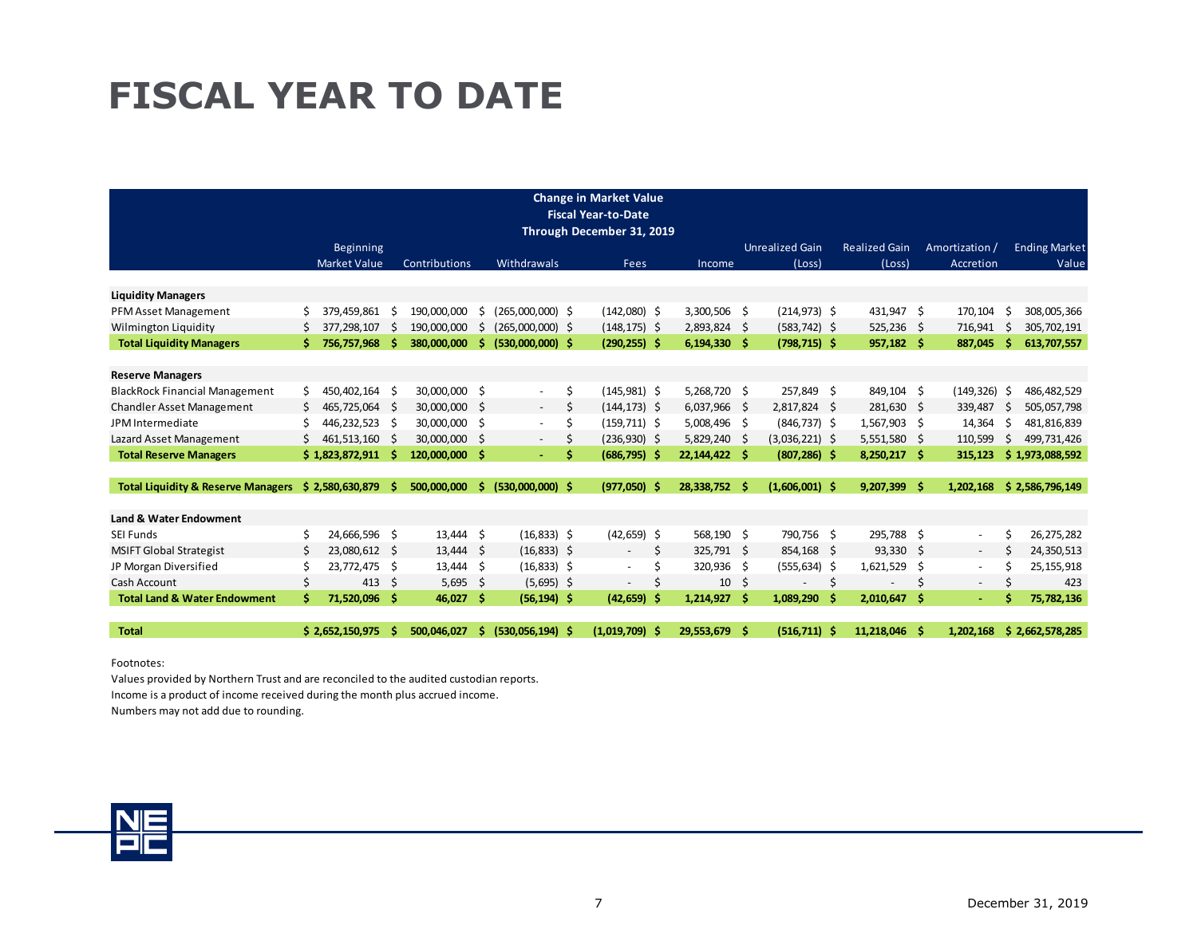# FISCAL YEAR TO DATE

**Change in Market Value**
**Fiscal Year-to-Date**
**Through December 31, 2019**

| | Beginning Market Value | Contributions | Withdrawals | Fees | Income | Unrealized Gain (Loss) | Realized Gain (Loss) | Amortization / Accretion | Ending Market Value |
|---|---|---|---|---|---|---|---|---|---|
| **Liquidity Managers** | | | | | | | | | |
| PFM Asset Management | $ 379,459,861 | $ 190,000,000 | $ (265,000,000) | $ (142,080) | $ 3,300,506 | $ (214,973) | $ 431,947 | $ 170,104 | $ 308,005,366 |
| Wilmington Liquidity | $ 377,298,107 | $ 190,000,000 | $ (265,000,000) | $ (148,175) | $ 2,893,824 | $ (583,742) | $ 525,236 | $ 716,941 | $ 305,702,191 |
| **Total Liquidity Managers** | **$ 756,757,968** | **$ 380,000,000** | **$ (530,000,000)** | **$ (290,255)** | **$ 6,194,330** | **$ (798,715)** | **$ 957,182** | **$ 887,045** | **$ 613,707,557** |
| **Reserve Managers** | | | | | | | | | |
| BlackRock Financial Management | $ 450,402,164 | $ 30,000,000 | $ - | $ (145,981) | $ 5,268,720 | $ 257,849 | $ 849,104 | $ (149,326) | $ 486,482,529 |
| Chandler Asset Management | $ 465,725,064 | $ 30,000,000 | $ - | $ (144,173) | $ 6,037,966 | $ 2,817,824 | $ 281,630 | $ 339,487 | $ 505,057,798 |
| JPM Intermediate | $ 446,232,523 | $ 30,000,000 | $ - | $ (159,711) | $ 5,008,496 | $ (846,737) | $ 1,567,903 | $ 14,364 | $ 481,816,839 |
| Lazard Asset Management | $ 461,513,160 | $ 30,000,000 | $ - | $ (236,930) | $ 5,829,240 | $ (3,036,221) | $ 5,551,580 | $ 110,599 | $ 499,731,426 |
| **Total Reserve Managers** | **$ 1,823,872,911** | **$ 120,000,000** | **$ -** | **$ (686,795)** | **$ 22,144,422** | **$ (807,286)** | **$ 8,250,217** | **$ 315,123** | **$ 1,973,088,592** |
| **Total Liquidity & Reserve Managers** | **$ 2,580,630,879** | **$ 500,000,000** | **$ (530,000,000)** | **$ (977,050)** | **$ 28,338,752** | **$ (1,606,001)** | **$ 9,207,399** | **$ 1,202,168** | **$ 2,586,796,149** |
| **Land & Water Endowment** | | | | | | | | | |
| SEI Funds | $ 24,666,596 | $ 13,444 | $ (16,833) | $ (42,659) | $ 568,190 | $ 790,756 | $ 295,788 | $ - | $ 26,275,282 |
| MSIFT Global Strategist | $ 23,080,612 | $ 13,444 | $ (16,833) | $ - | $ 325,791 | $ 854,168 | $ 93,330 | $ - | $ 24,350,513 |
| JP Morgan Diversified | $ 23,772,475 | $ 13,444 | $ (16,833) | $ - | $ 320,936 | $ (555,634) | $ 1,621,529 | $ - | $ 25,155,918 |
| Cash Account | $ 413 | $ 5,695 | $ (5,695) | $ - | $ 10 | $ - | $ - | $ - | $ 423 |
| **Total Land & Water Endowment** | **$ 71,520,096** | **$ 46,027** | **$ (56,194)** | **$ (42,659)** | **$ 1,214,927** | **$ 1,089,290** | **$ 2,010,647** | **$ -** | **$ 75,782,136** |
| **Total** | **$ 2,652,150,975** | **$ 500,046,027** | **$ (530,056,194)** | **$ (1,019,709)** | **$ 29,553,679** | **$ (516,711)** | **$ 11,218,046** | **$ 1,202,168** | **$ 2,662,578,285** |

Footnotes:

Values provided by Northern Trust and are reconciled to the audited custodian reports.

Income is a product of income received during the month plus accrued income.

Numbers may not add due to rounding.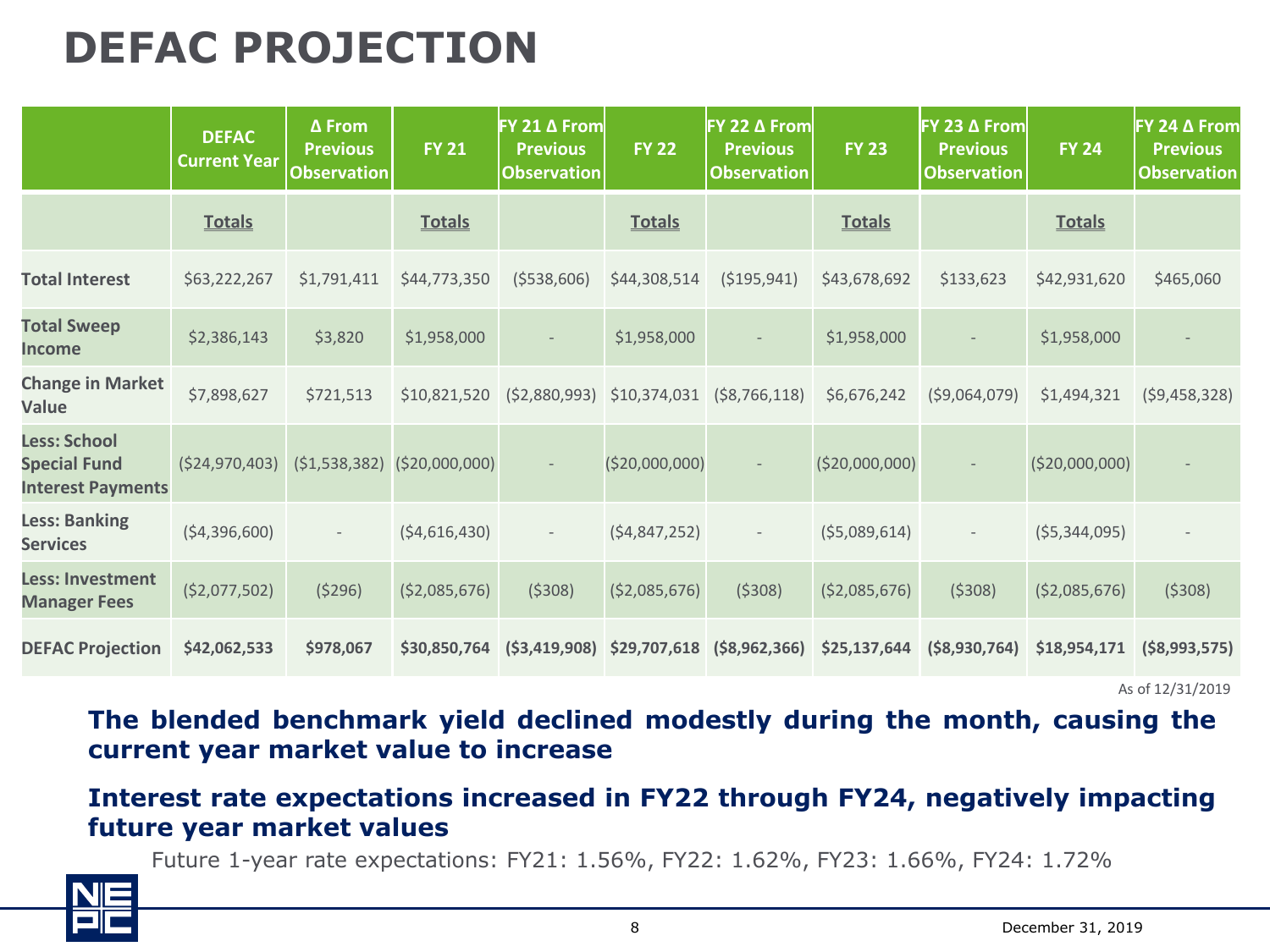# DEFAC PROJECTION

| | DEFAC Current Year | Δ From Previous Observation | FY 21 | FY 21 Δ From Previous Observation | FY 22 | FY 22 Δ From Previous Observation | FY 23 | FY 23 Δ From Previous Observation | FY 24 | FY 24 Δ From Previous Observation |
|---|---|---|---|---|---|---|---|---|---|---|
| | Totals | | Totals | | Totals | | Totals | | Totals | |
| **Total Interest** | $63,222,267 | $1,791,411 | $44,773,350 | ($538,606) | $44,308,514 | ($195,941) | $43,678,692 | $133,623 | $42,931,620 | $465,060 |
| **Total Sweep Income** | $2,386,143 | $3,820 | $1,958,000 | - | $1,958,000 | - | $1,958,000 | - | $1,958,000 | - |
| **Change in Market Value** | $7,898,627 | $721,513 | $10,821,520 | ($2,880,993) | $10,374,031 | ($8,766,118) | $6,676,242 | ($9,064,079) | $1,494,321 | ($9,458,328) |
| **Less: School Special Fund Interest Payments** | ($24,970,403) | ($1,538,382) | ($20,000,000) | - | ($20,000,000) | - | ($20,000,000) | - | ($20,000,000) | - |
| **Less: Banking Services** | ($4,396,600) | - | ($4,616,430) | - | ($4,847,252) | - | ($5,089,614) | - | ($5,344,095) | - |
| **Less: Investment Manager Fees** | ($2,077,502) | ($296) | ($2,085,676) | ($308) | ($2,085,676) | ($308) | ($2,085,676) | ($308) | ($2,085,676) | ($308) |
| **DEFAC Projection** | **$42,062,533** | **$978,067** | **$30,850,764** | **($3,419,908)** | **$29,707,618** | **($8,962,366)** | **$25,137,644** | **($8,930,764)** | **$18,954,171** | **($8,993,575)** |

As of 12/31/2019

**The blended benchmark yield declined modestly during the month, causing the current year market value to increase**

**Interest rate expectations increased in FY22 through FY24, negatively impacting future year market values**

Future 1-year rate expectations: FY21: 1.56%, FY22: 1.62%, FY23: 1.66%, FY24: 1.72%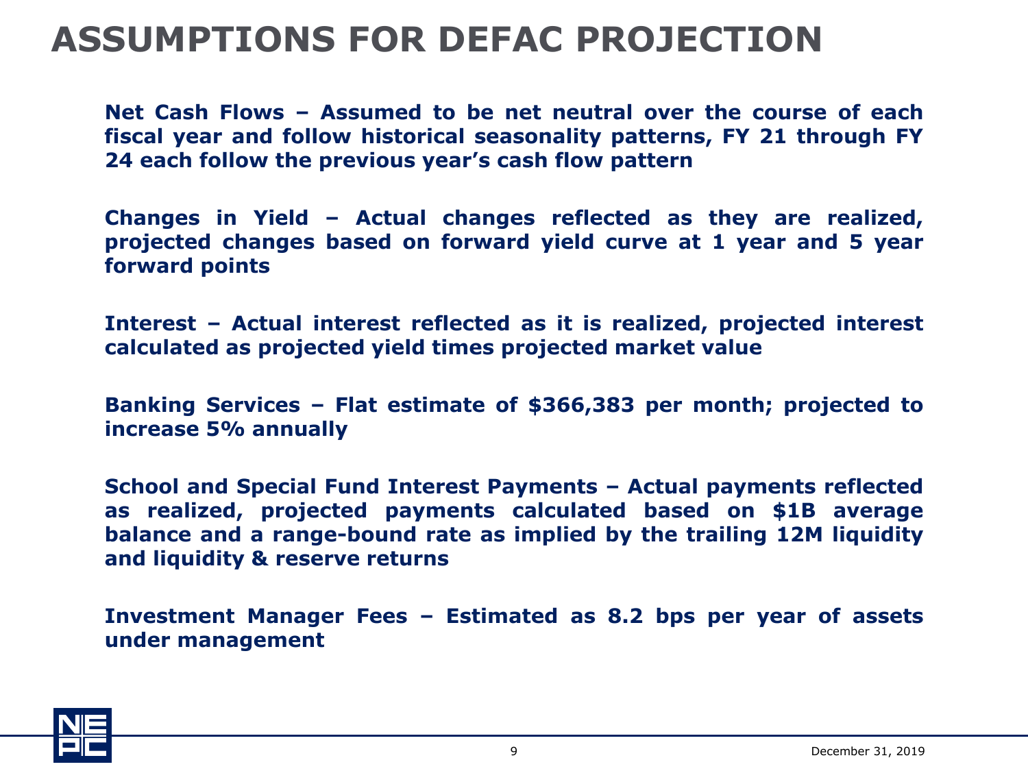# ASSUMPTIONS FOR DEFAC PROJECTION

**Net Cash Flows – Assumed to be net neutral over the course of each fiscal year and follow historical seasonality patterns, FY 21 through FY 24 each follow the previous year's cash flow pattern**

**Changes in Yield – Actual changes reflected as they are realized, projected changes based on forward yield curve at 1 year and 5 year forward points**

**Interest – Actual interest reflected as it is realized, projected interest calculated as projected yield times projected market value**

**Banking Services – Flat estimate of $366,383 per month; projected to increase 5% annually**

**School and Special Fund Interest Payments – Actual payments reflected as realized, projected payments calculated based on $1B average balance and a range-bound rate as implied by the trailing 12M liquidity and liquidity & reserve returns**

**Investment Manager Fees – Estimated as 8.2 bps per year of assets under management**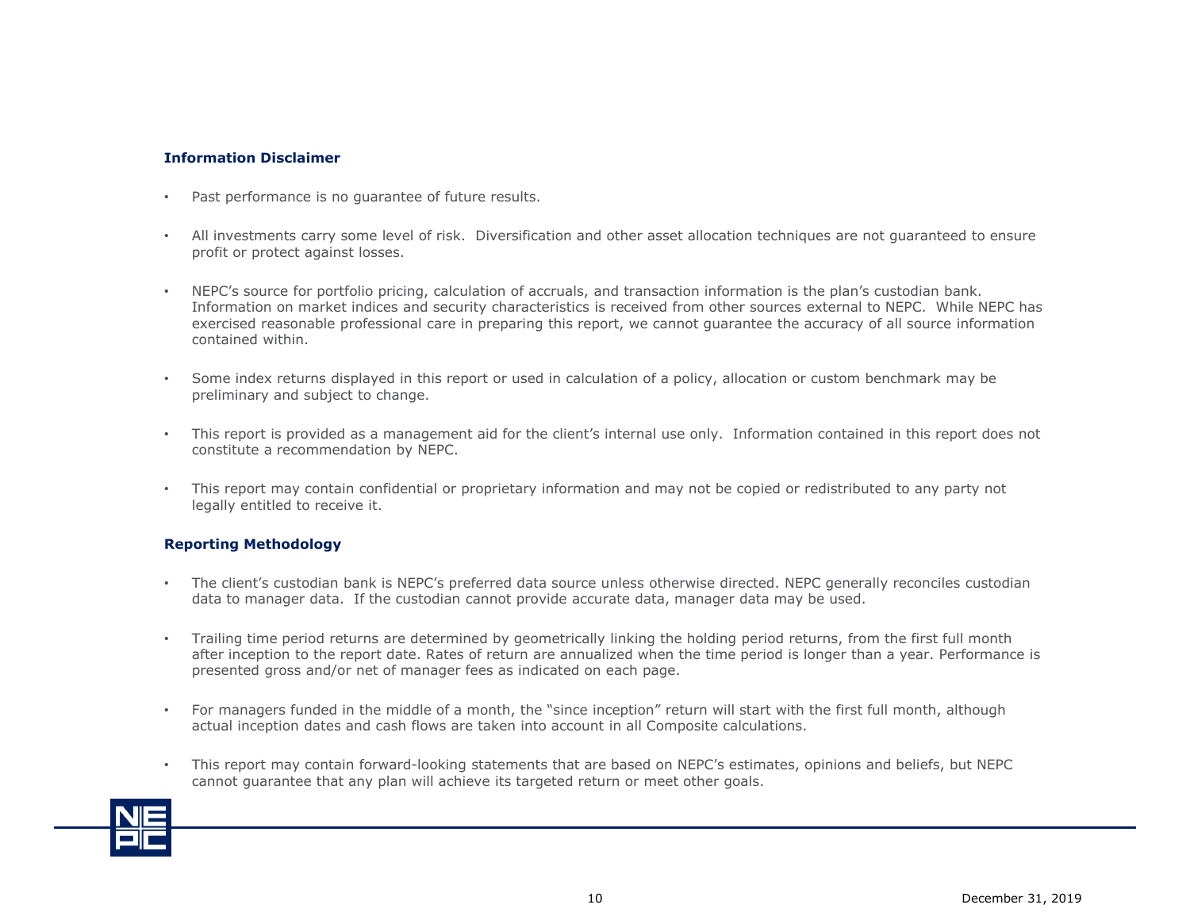## Information Disclaimer

- Past performance is no guarantee of future results.
- All investments carry some level of risk. Diversification and other asset allocation techniques are not guaranteed to ensure profit or protect against losses.
- NEPC's source for portfolio pricing, calculation of accruals, and transaction information is the plan's custodian bank. Information on market indices and security characteristics is received from other sources external to NEPC. While NEPC has exercised reasonable professional care in preparing this report, we cannot guarantee the accuracy of all source information contained within.
- Some index returns displayed in this report or used in calculation of a policy, allocation or custom benchmark may be preliminary and subject to change.
- This report is provided as a management aid for the client's internal use only. Information contained in this report does not constitute a recommendation by NEPC.
- This report may contain confidential or proprietary information and may not be copied or redistributed to any party not legally entitled to receive it.

## Reporting Methodology

- The client's custodian bank is NEPC's preferred data source unless otherwise directed. NEPC generally reconciles custodian data to manager data. If the custodian cannot provide accurate data, manager data may be used.
- Trailing time period returns are determined by geometrically linking the holding period returns, from the first full month after inception to the report date. Rates of return are annualized when the time period is longer than a year. Performance is presented gross and/or net of manager fees as indicated on each page.
- For managers funded in the middle of a month, the "since inception" return will start with the first full month, although actual inception dates and cash flows are taken into account in all Composite calculations.
- This report may contain forward-looking statements that are based on NEPC's estimates, opinions and beliefs, but NEPC cannot guarantee that any plan will achieve its targeted return or meet other goals.